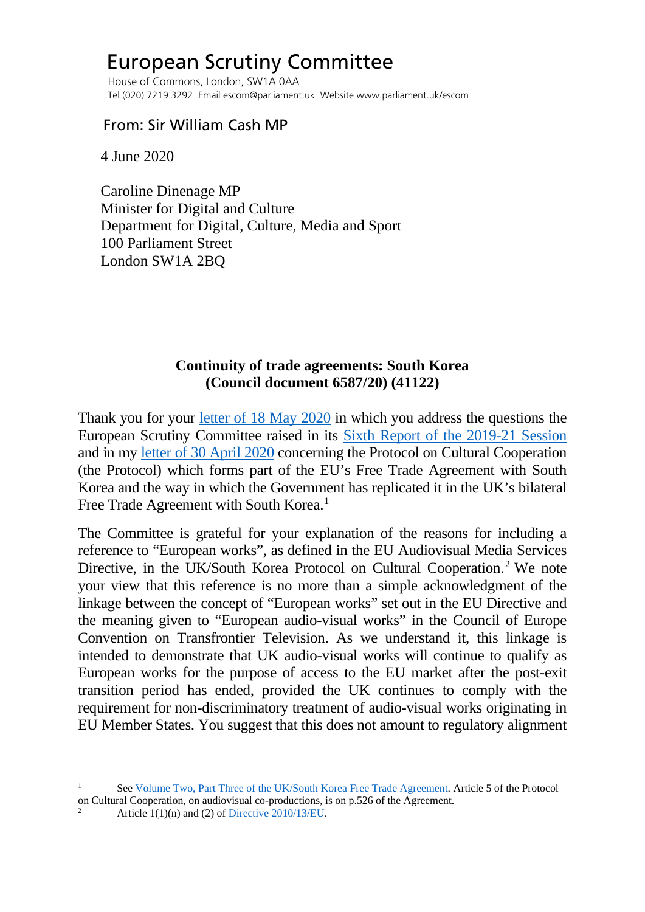# European Scrutiny Committee

House of Commons, London, SW1A 0AA
Tel (020) 7219 3292 Email escom@parliament.uk Website www.parliament.uk/escom

From: Sir William Cash MP

4 June 2020

Caroline Dinenage MP
Minister for Digital and Culture
Department for Digital, Culture, Media and Sport
100 Parliament Street
London SW1A 2BQ

**Continuity of trade agreements: South Korea**
**(Council document 6587/20) (41122)**

Thank you for your letter of 18 May 2020 in which you address the questions the European Scrutiny Committee raised in its Sixth Report of the 2019-21 Session and in my letter of 30 April 2020 concerning the Protocol on Cultural Cooperation (the Protocol) which forms part of the EU's Free Trade Agreement with South Korea and the way in which the Government has replicated it in the UK's bilateral Free Trade Agreement with South Korea.[1]

The Committee is grateful for your explanation of the reasons for including a reference to "European works", as defined in the EU Audiovisual Media Services Directive, in the UK/South Korea Protocol on Cultural Cooperation.[2] We note your view that this reference is no more than a simple acknowledgment of the linkage between the concept of "European works" set out in the EU Directive and the meaning given to "European audio-visual works" in the Council of Europe Convention on Transfrontier Television. As we understand it, this linkage is intended to demonstrate that UK audio-visual works will continue to qualify as European works for the purpose of access to the EU market after the post-exit transition period has ended, provided the UK continues to comply with the requirement for non-discriminatory treatment of audio-visual works originating in EU Member States. You suggest that this does not amount to regulatory alignment

---

[1] See Volume Two, Part Three of the UK/South Korea Free Trade Agreement. Article 5 of the Protocol on Cultural Cooperation, on audiovisual co-productions, is on p.526 of the Agreement.

[2] Article 1(1)(n) and (2) of Directive 2010/13/EU.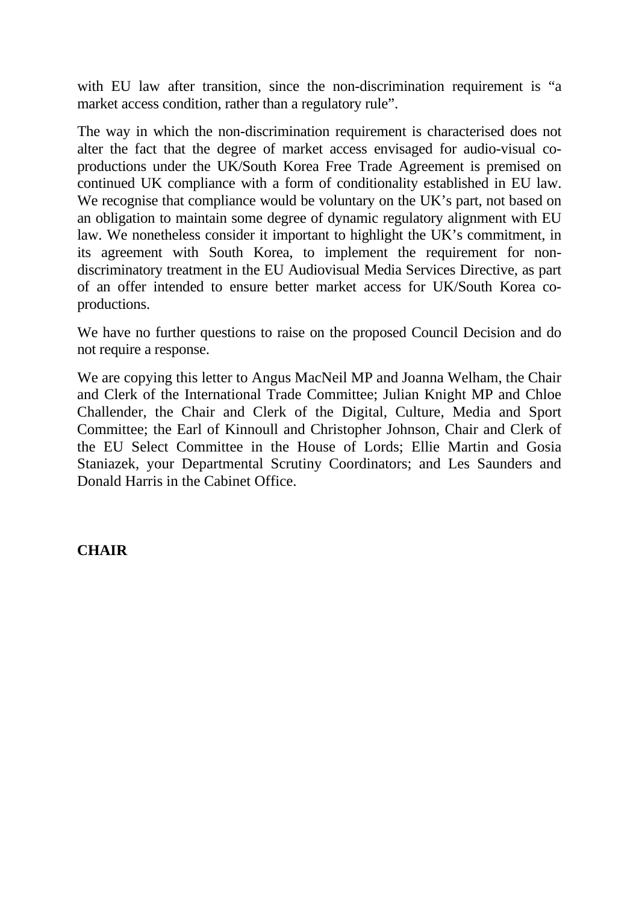with EU law after transition, since the non-discrimination requirement is "a market access condition, rather than a regulatory rule".

The way in which the non-discrimination requirement is characterised does not alter the fact that the degree of market access envisaged for audio-visual co-productions under the UK/South Korea Free Trade Agreement is premised on continued UK compliance with a form of conditionality established in EU law. We recognise that compliance would be voluntary on the UK's part, not based on an obligation to maintain some degree of dynamic regulatory alignment with EU law. We nonetheless consider it important to highlight the UK's commitment, in its agreement with South Korea, to implement the requirement for non-discriminatory treatment in the EU Audiovisual Media Services Directive, as part of an offer intended to ensure better market access for UK/South Korea co-productions.

We have no further questions to raise on the proposed Council Decision and do not require a response.

We are copying this letter to Angus MacNeil MP and Joanna Welham, the Chair and Clerk of the International Trade Committee; Julian Knight MP and Chloe Challender, the Chair and Clerk of the Digital, Culture, Media and Sport Committee; the Earl of Kinnoull and Christopher Johnson, Chair and Clerk of the EU Select Committee in the House of Lords; Ellie Martin and Gosia Staniazek, your Departmental Scrutiny Coordinators; and Les Saunders and Donald Harris in the Cabinet Office.

**CHAIR**